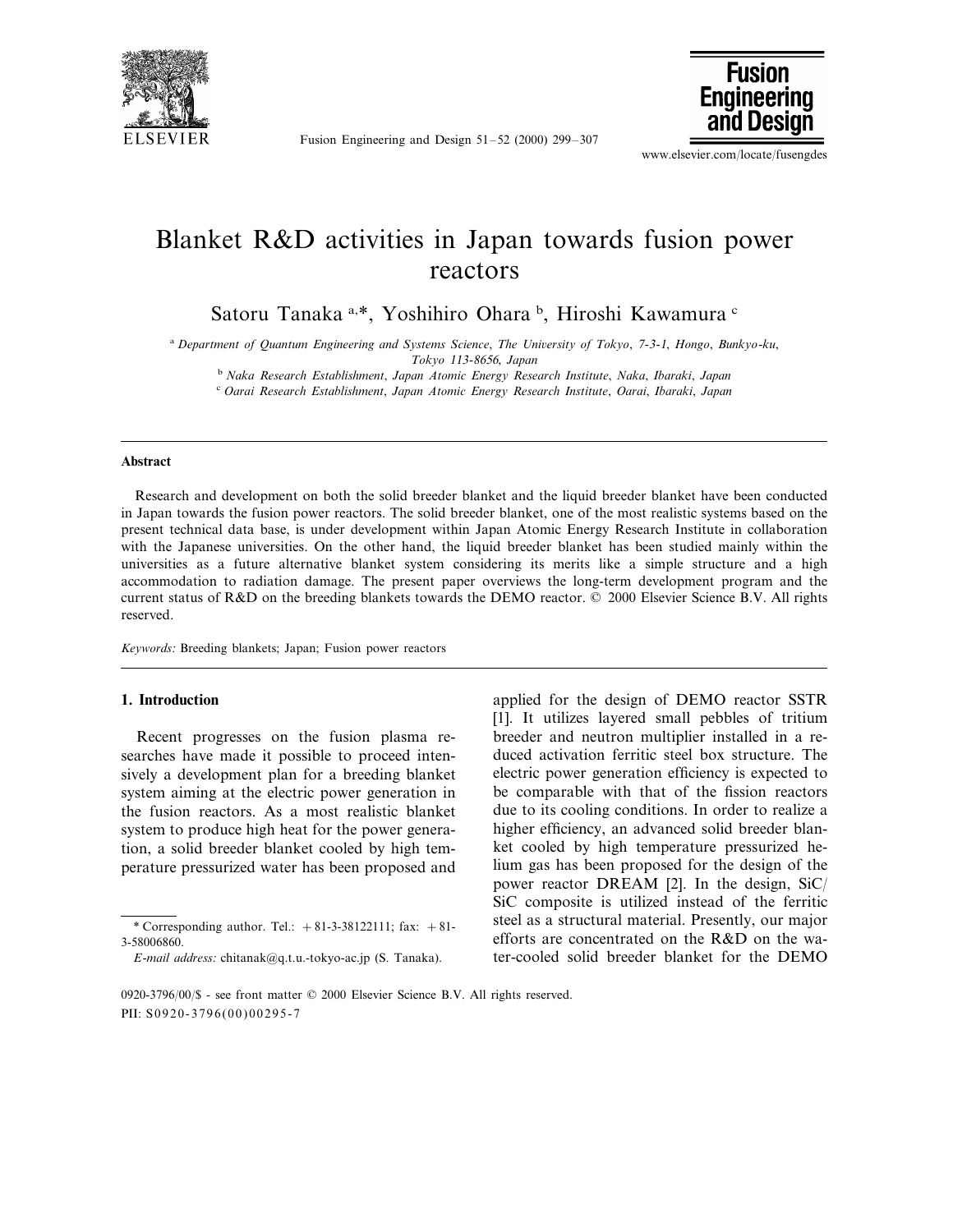# Blanket R&D activities in Japan towards fusion power reactors

Satoru Tanaka [a,*], Yoshihiro Ohara [b], Hiroshi Kawamura [c]

[a] *Department of Quantum Engineering and Systems Science, The University of Tokyo, 7-3-1, Hongo, Bunkyo-ku, Tokyo 113-8656, Japan*

[b] *Naka Research Establishment, Japan Atomic Energy Research Institute, Naka, Ibaraki, Japan*

[c] *Oarai Research Establishment, Japan Atomic Energy Research Institute, Oarai, Ibaraki, Japan*

## Abstract

Research and development on both the solid breeder blanket and the liquid breeder blanket have been conducted in Japan towards the fusion power reactors. The solid breeder blanket, one of the most realistic systems based on the present technical data base, is under development within Japan Atomic Energy Research Institute in collaboration with the Japanese universities. On the other hand, the liquid breeder blanket has been studied mainly within the universities as a future alternative blanket system considering its merits like a simple structure and a high accommodation to radiation damage. The present paper overviews the long-term development program and the current status of R&D on the breeding blankets towards the DEMO reactor. © 2000 Elsevier Science B.V. All rights reserved.

*Keywords:* Breeding blankets; Japan; Fusion power reactors

## 1. Introduction

Recent progresses on the fusion plasma researches have made it possible to proceed intensively a development plan for a breeding blanket system aiming at the electric power generation in the fusion reactors. As a most realistic blanket system to produce high heat for the power generation, a solid breeder blanket cooled by high temperature pressurized water has been proposed and applied for the design of DEMO reactor SSTR [1]. It utilizes layered small pebbles of tritium breeder and neutron multiplier installed in a reduced activation ferritic steel box structure. The electric power generation efficiency is expected to be comparable with that of the fission reactors due to its cooling conditions. In order to realize a higher efficiency, an advanced solid breeder blanket cooled by high temperature pressurized helium gas has been proposed for the design of the power reactor DREAM [2]. In the design, SiC/SiC composite is utilized instead of the ferritic steel as a structural material. Presently, our major efforts are concentrated on the R&D on the water-cooled solid breeder blanket for the DEMO

---

\* Corresponding author. Tel.: +81-3-38122111; fax: +81-3-58006860.

*E-mail address:* chitanak@q.t.u.-tokyo-ac.jp (S. Tanaka).

0920-3796/00/$ - see front matter © 2000 Elsevier Science B.V. All rights reserved.
PII: S0920-3796(00)00295-7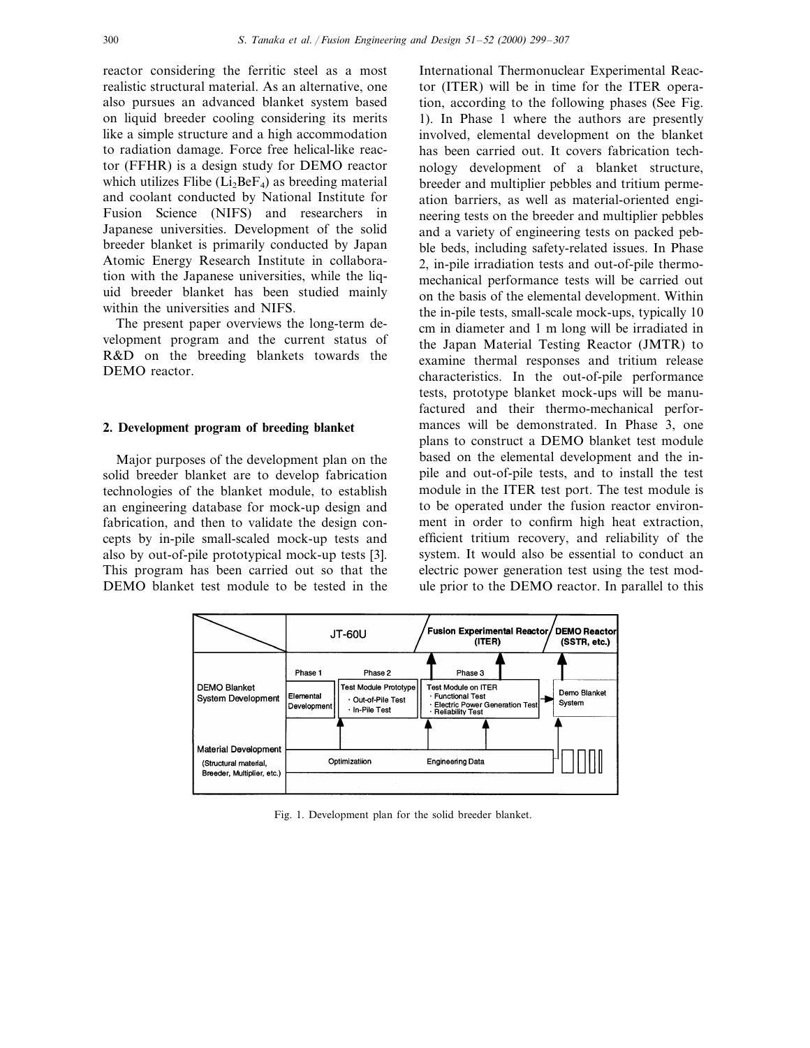reactor considering the ferritic steel as a most realistic structural material. As an alternative, one also pursues an advanced blanket system based on liquid breeder cooling considering its merits like a simple structure and a high accommodation to radiation damage. Force free helical-like reactor (FFHR) is a design study for DEMO reactor which utilizes Flibe ($Li_2BeF_4$) as breeding material and coolant conducted by National Institute for Fusion Science (NIFS) and researchers in Japanese universities. Development of the solid breeder blanket is primarily conducted by Japan Atomic Energy Research Institute in collaboration with the Japanese universities, while the liquid breeder blanket has been studied mainly within the universities and NIFS.

The present paper overviews the long-term development program and the current status of R&D on the breeding blankets towards the DEMO reactor.

## 2. Development program of breeding blanket

Major purposes of the development plan on the solid breeder blanket are to develop fabrication technologies of the blanket module, to establish an engineering database for mock-up design and fabrication, and then to validate the design concepts by in-pile small-scaled mock-up tests and also by out-of-pile prototypical mock-up tests [3]. This program has been carried out so that the DEMO blanket test module to be tested in the International Thermonuclear Experimental Reactor (ITER) will be in time for the ITER operation, according to the following phases (See Fig. 1). In Phase 1 where the authors are presently involved, elemental development on the blanket has been carried out. It covers fabrication technology development of a blanket structure, breeder and multiplier pebbles and tritium permeation barriers, as well as material-oriented engineering tests on the breeder and multiplier pebbles and a variety of engineering tests on packed pebble beds, including safety-related issues. In Phase 2, in-pile irradiation tests and out-of-pile thermomechanical performance tests will be carried out on the basis of the elemental development. Within the in-pile tests, small-scale mock-ups, typically 10 cm in diameter and 1 m long will be irradiated in the Japan Material Testing Reactor (JMTR) to examine thermal responses and tritium release characteristics. In the out-of-pile performance tests, prototype blanket mock-ups will be manufactured and their thermo-mechanical performances will be demonstrated. In Phase 3, one plans to construct a DEMO blanket test module based on the elemental development and the in-pile and out-of-pile tests, and to install the test module in the ITER test port. The test module is to be operated under the fusion reactor environment in order to confirm high heat extraction, efficient tritium recovery, and reliability of the system. It would also be essential to conduct an electric power generation test using the test module prior to the DEMO reactor. In parallel to this

| | JT-60U | | Fusion Experimental Reactor (ITER) | DEMO Reactor (SSTR, etc.) |
|---|---|---|---|---|
| DEMO Blanket System Development | Phase 1: Elemental Development | Phase 2: Test Module Prototype · Out-of-Pile Test · In-Pile Test | Phase 3: Test Module on ITER · Functional Test · Electric Power Generation Test · Reliability Test | Demo Blanket System |
| Material Development (Structural material, Breeder, Multiplier, etc.) | Optimization | | Engineering Data | |

Fig. 1. Development plan for the solid breeder blanket.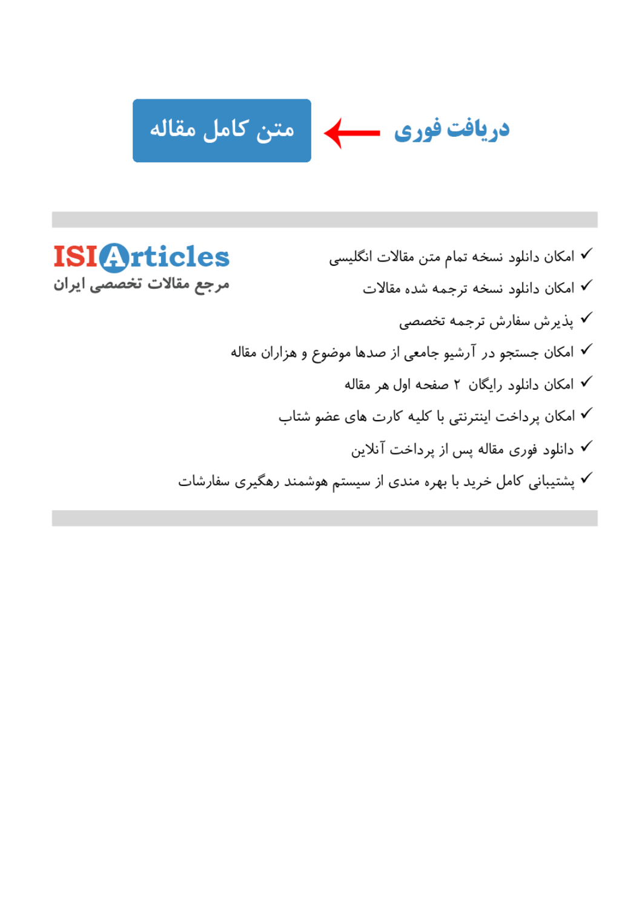دریافت فوری ← متن کامل مقاله

ISIArticles
مرجع مقالات تخصصی ایران

- ✓ امکان دانلود نسخه تمام متن مقالات انگلیسی
- ✓ امکان دانلود نسخه ترجمه شده مقالات
- ✓ پذیرش سفارش ترجمه تخصصی
- ✓ امکان جستجو در آرشیو جامعی از صدها موضوع و هزاران مقاله
- ✓ امکان دانلود رایگان ۲ صفحه اول هر مقاله
- ✓ امکان پرداخت اینترنتی با کلیه کارت های عضو شتاب
- ✓ دانلود فوری مقاله پس از پرداخت آنلاین
- ✓ پشتیبانی کامل خرید با بهره مندی از سیستم هوشمند رهگیری سفارشات